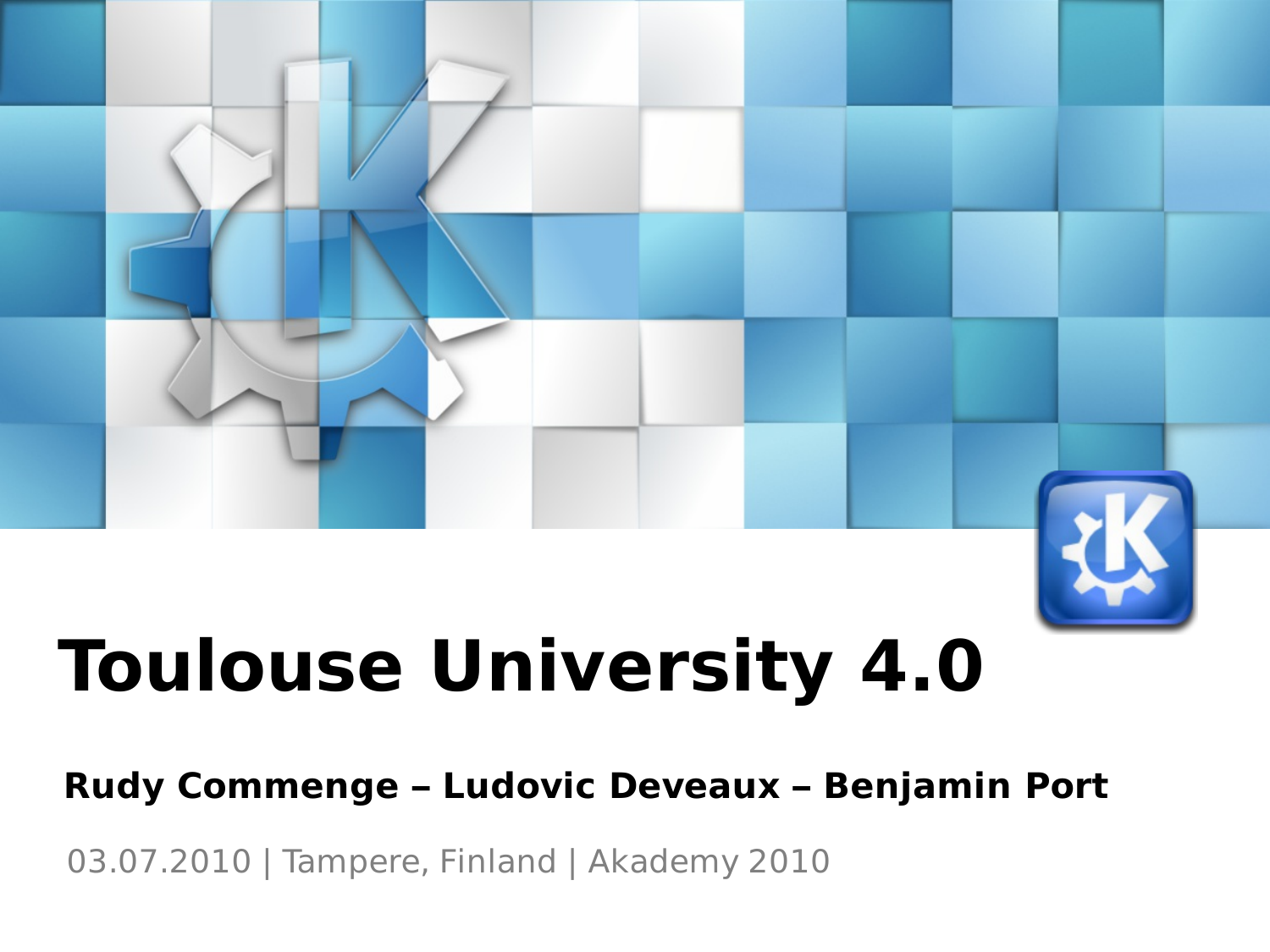# Toulouse University 4.0

**Rudy Commenge – Ludovic Deveaux – Benjamin Port**

03.07.2010 | Tampere, Finland | Akademy 2010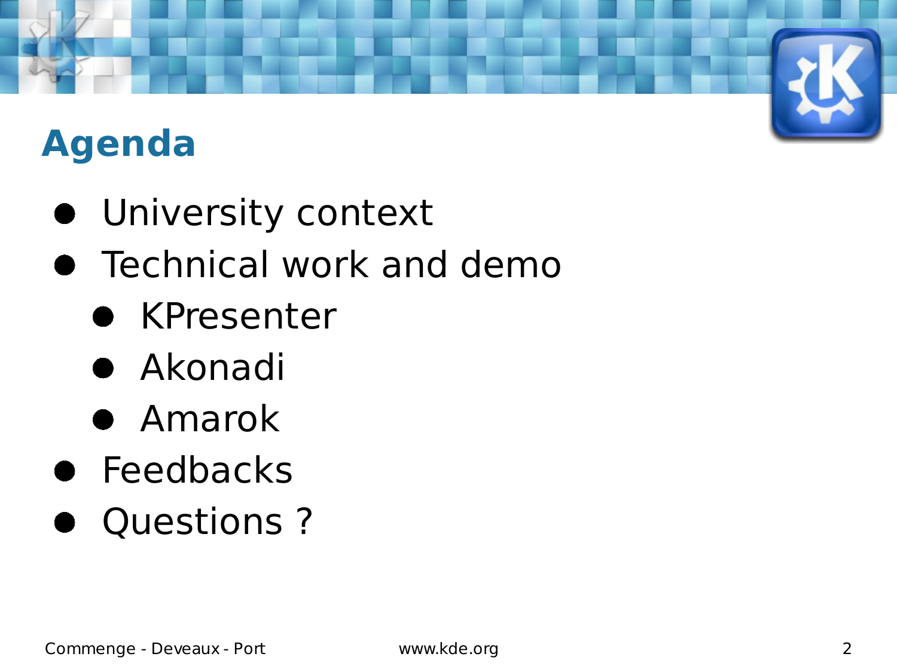# Agenda

- University context
- Technical work and demo
  - KPresenter
  - Akonadi
  - Amarok
- Feedbacks
- Questions ?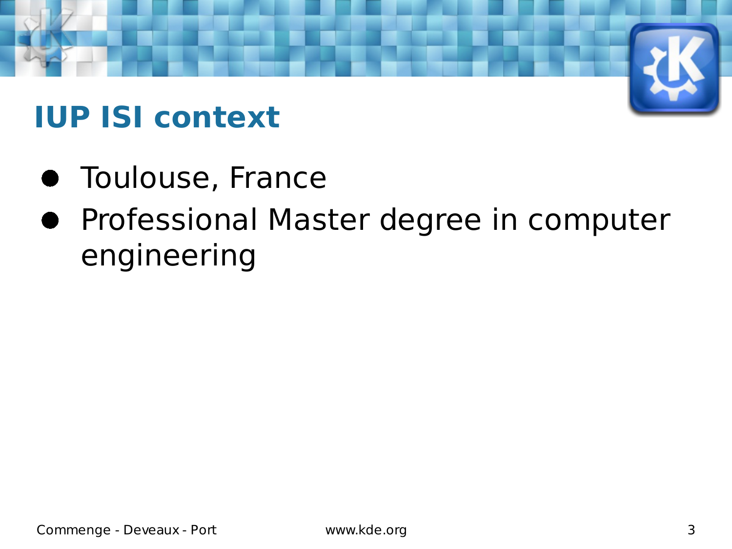# IUP ISI context

- Toulouse, France
- Professional Master degree in computer engineering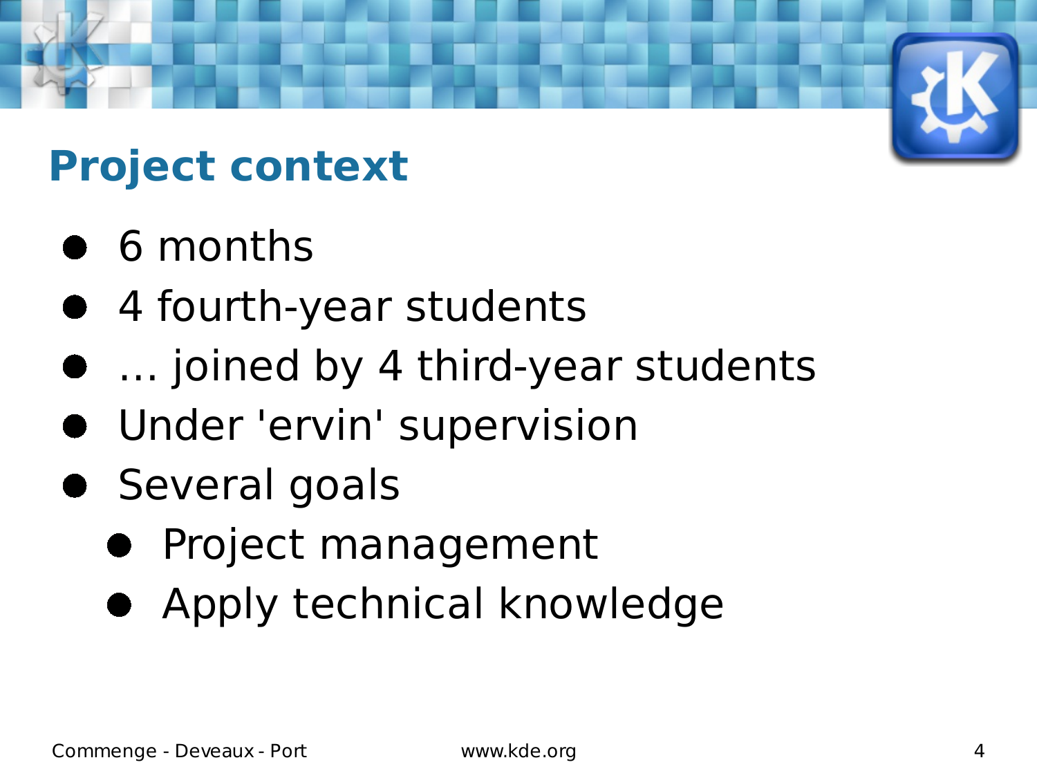## Project context

- 6 months
- 4 fourth-year students
- … joined by 4 third-year students
- Under 'ervin' supervision
- Several goals
  - Project management
  - Apply technical knowledge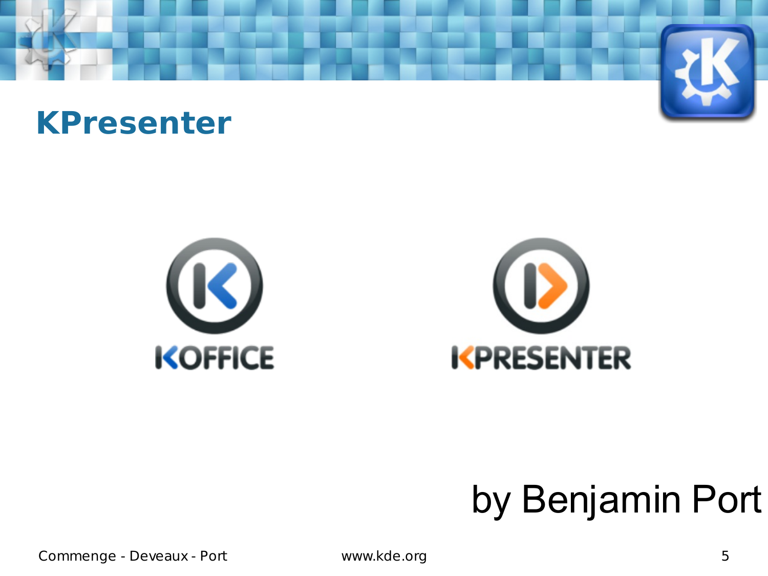# KPresenter

KOFFICE

KPRESENTER

by Benjamin Port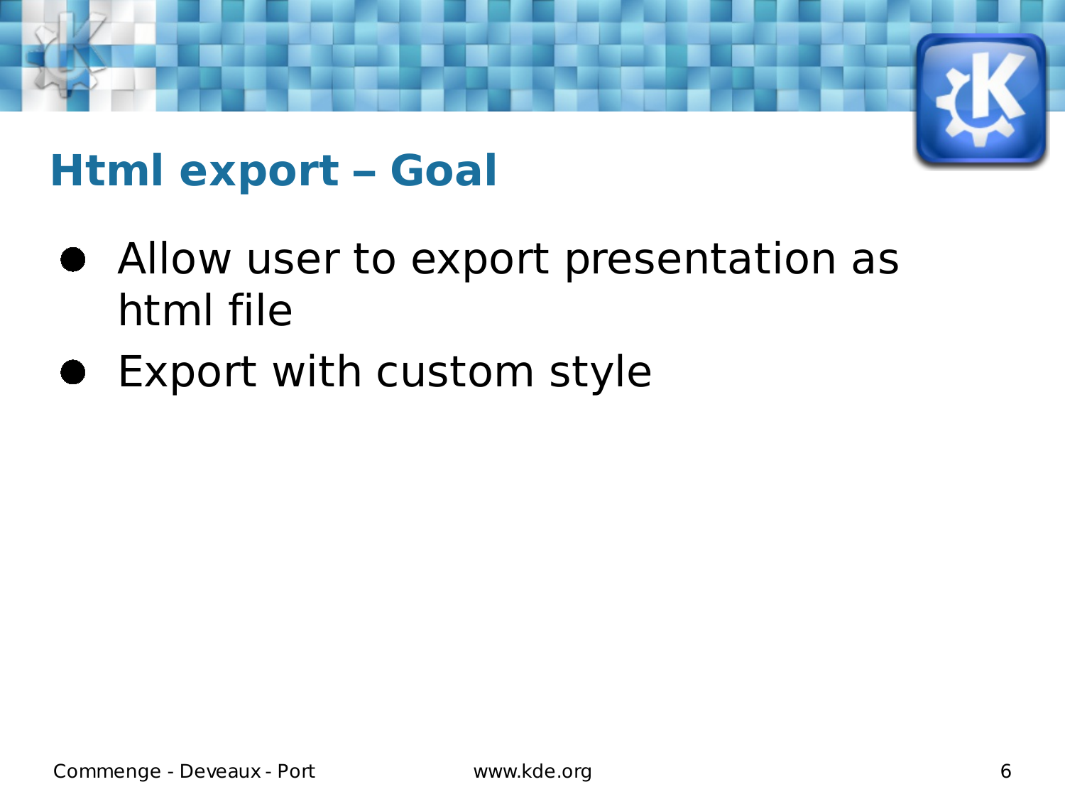## Html export – Goal

- Allow user to export presentation as html file
- Export with custom style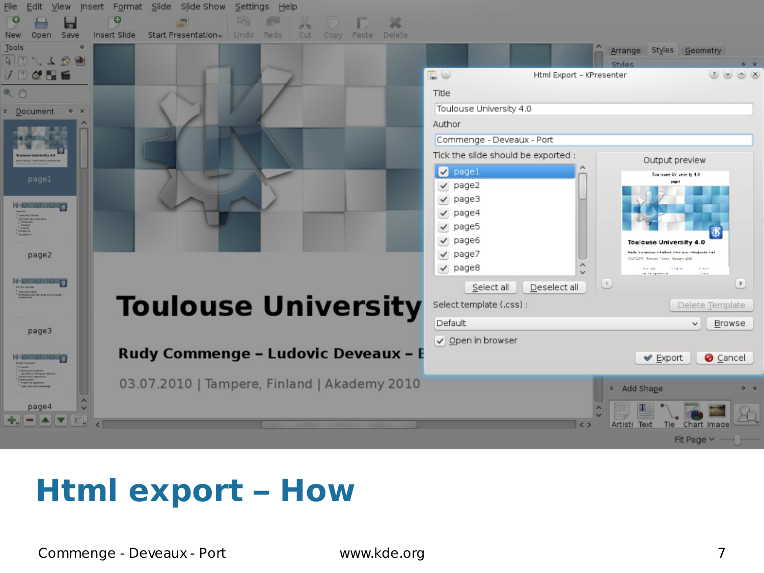## Html export – How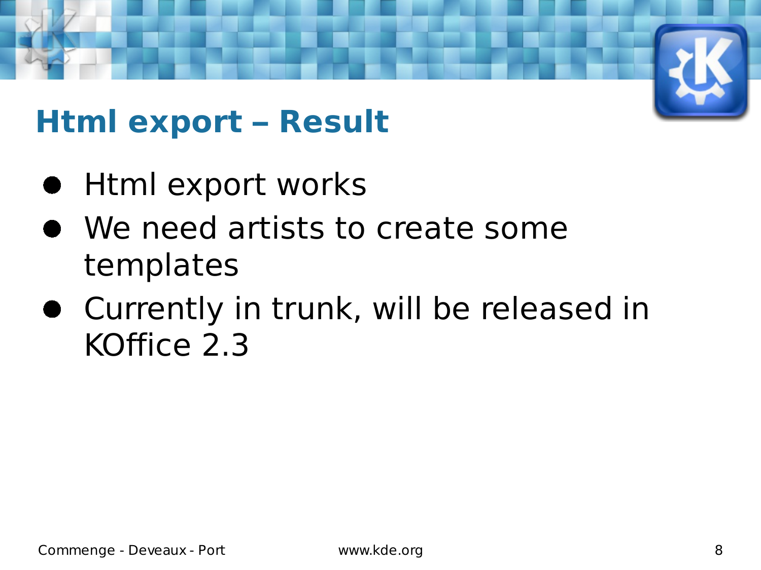# Html export – Result

- Html export works
- We need artists to create some templates
- Currently in trunk, will be released in KOffice 2.3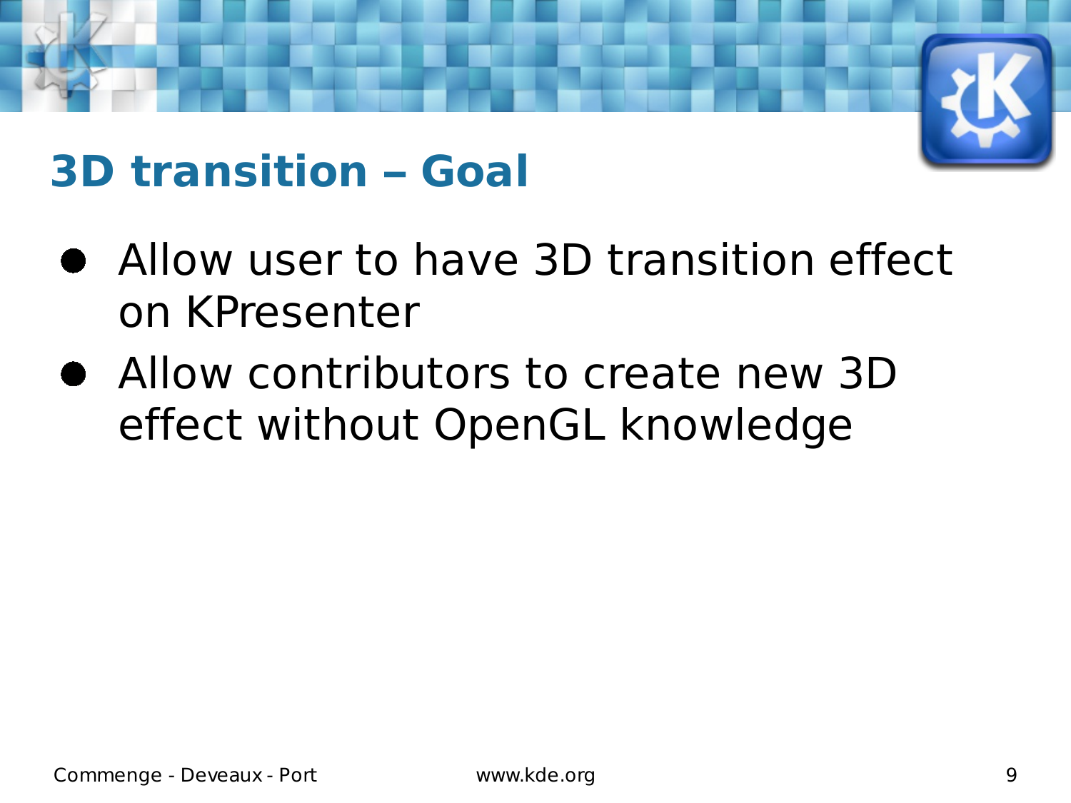## 3D transition – Goal

- Allow user to have 3D transition effect on KPresenter
- Allow contributors to create new 3D effect without OpenGL knowledge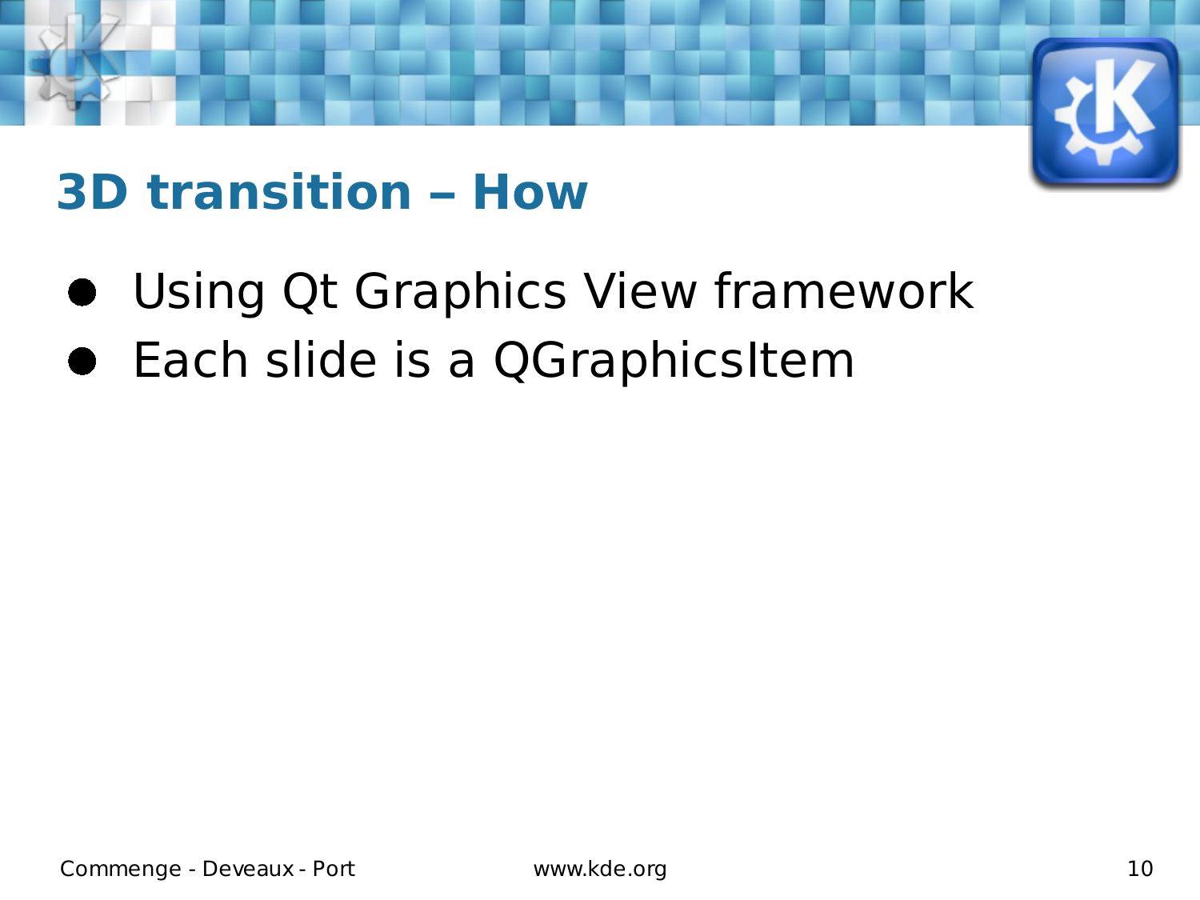# 3D transition – How

- Using Qt Graphics View framework
- Each slide is a QGraphicsItem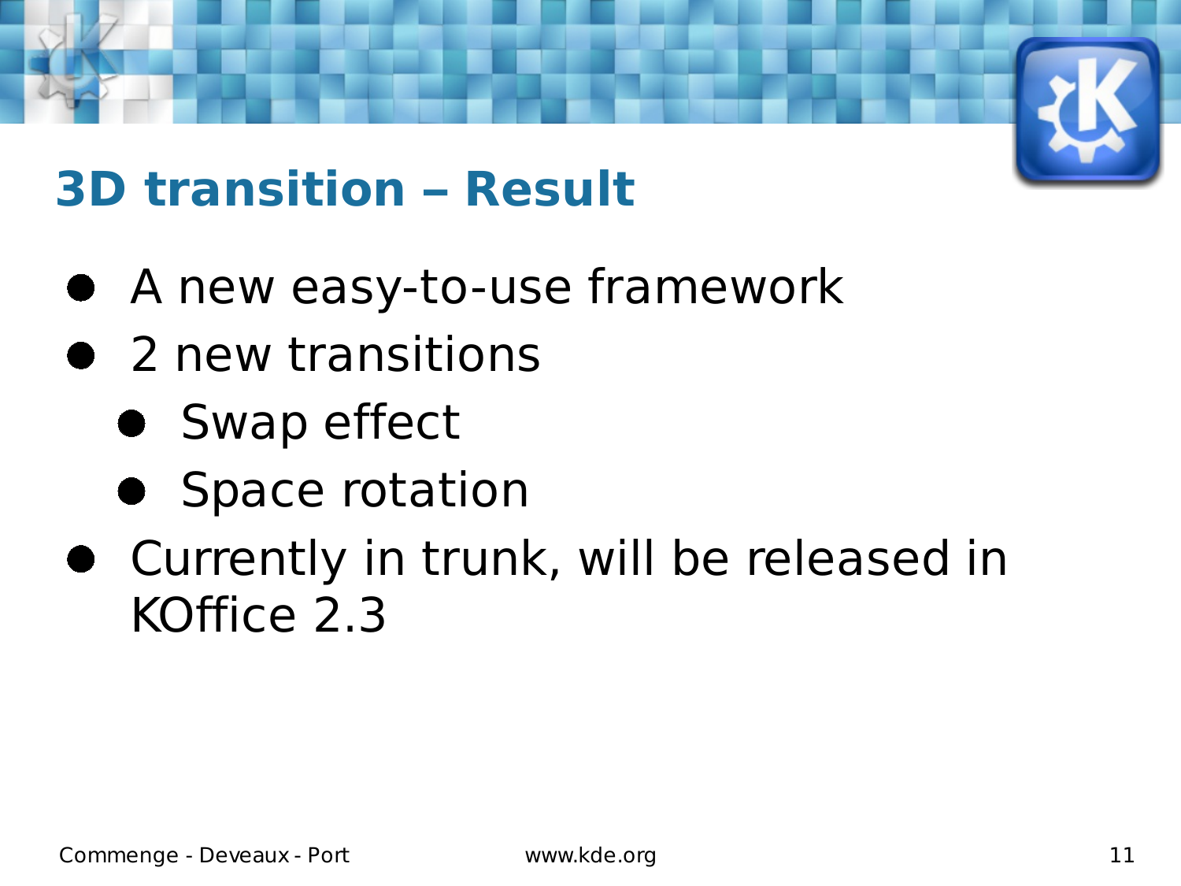# 3D transition – Result

- A new easy-to-use framework
- 2 new transitions
  - Swap effect
  - Space rotation
- Currently in trunk, will be released in KOffice 2.3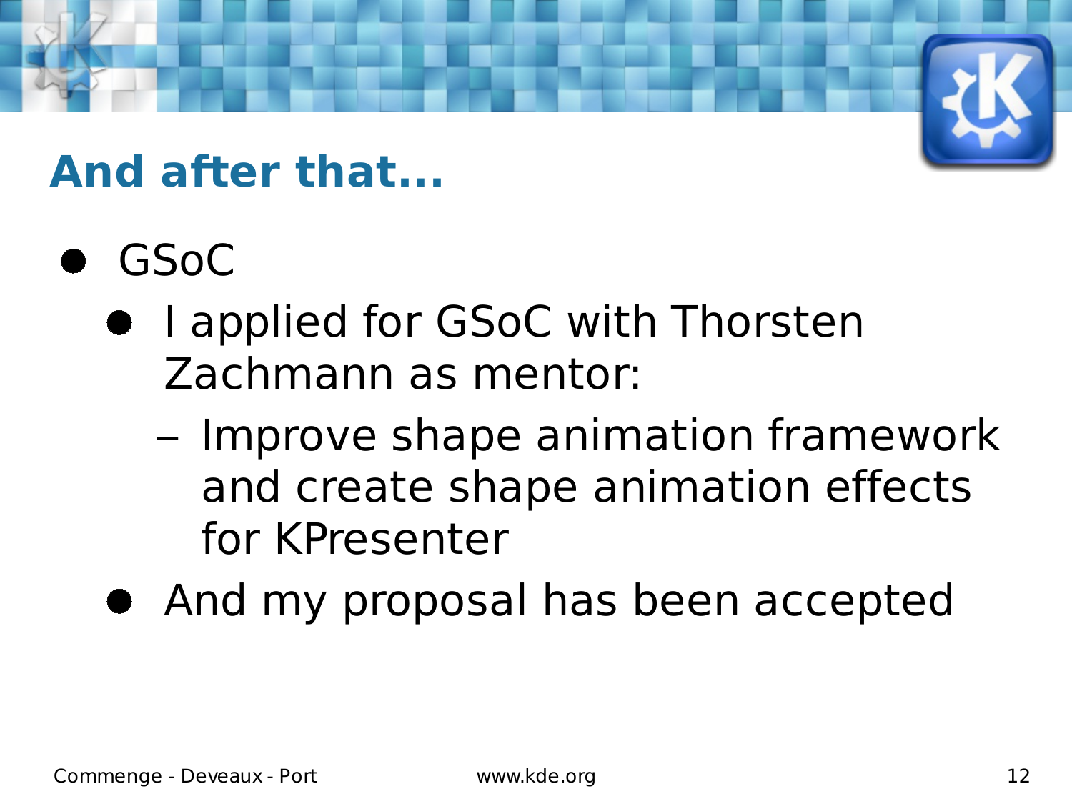## And after that...

- GSoC
  - I applied for GSoC with Thorsten Zachmann as mentor:
    - Improve shape animation framework and create shape animation effects for KPresenter
  - And my proposal has been accepted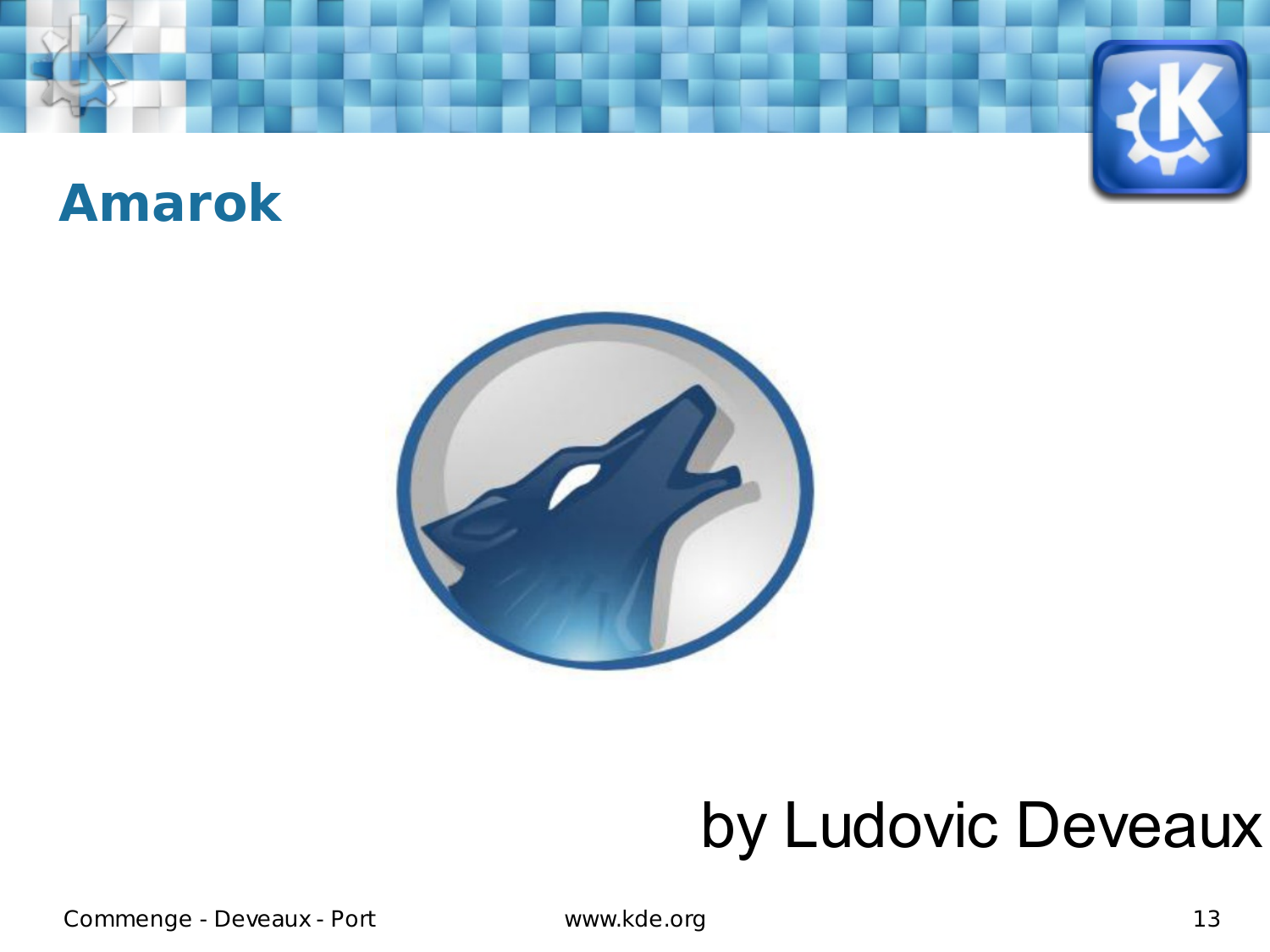# Amarok

by Ludovic Deveaux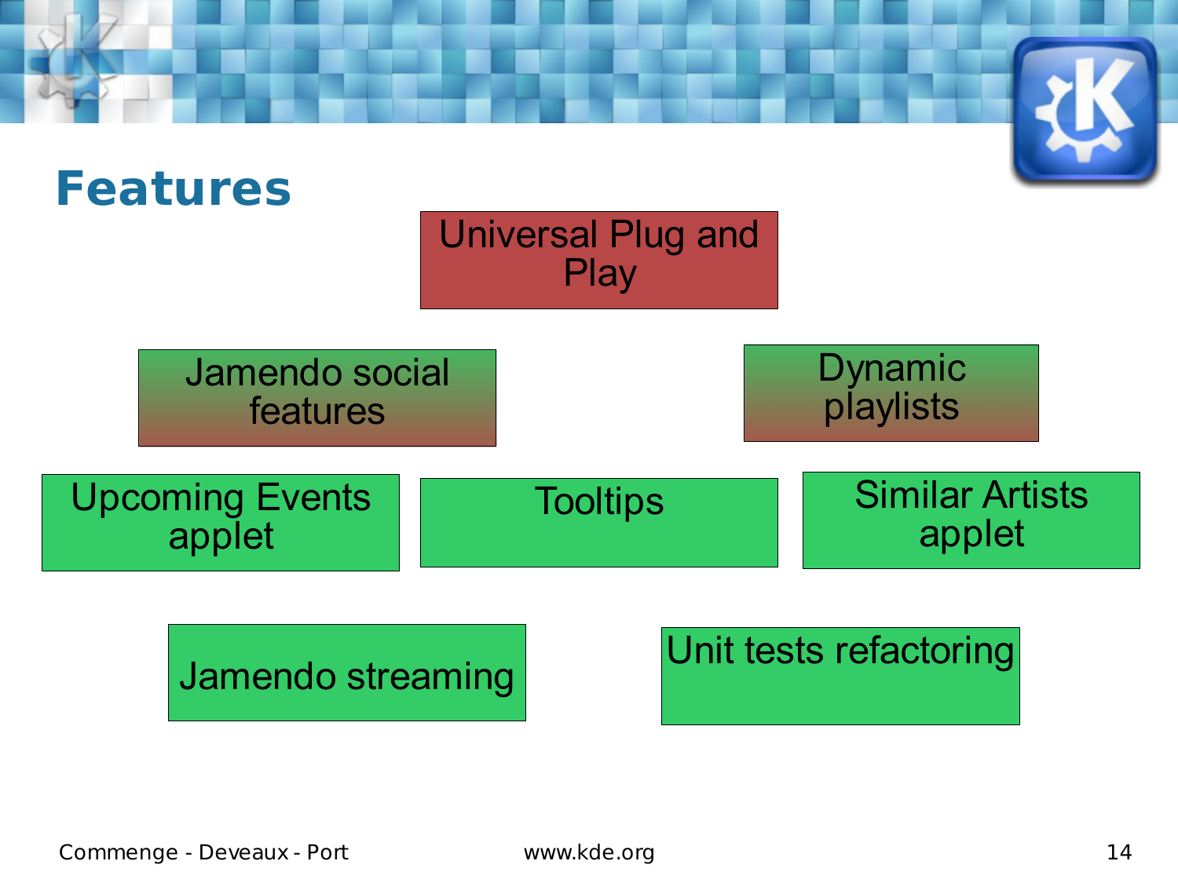# Features

- Universal Plug and Play
- Jamendo social features
- Dynamic playlists
- Upcoming Events applet
- Tooltips
- Similar Artists applet
- Jamendo streaming
- Unit tests refactoring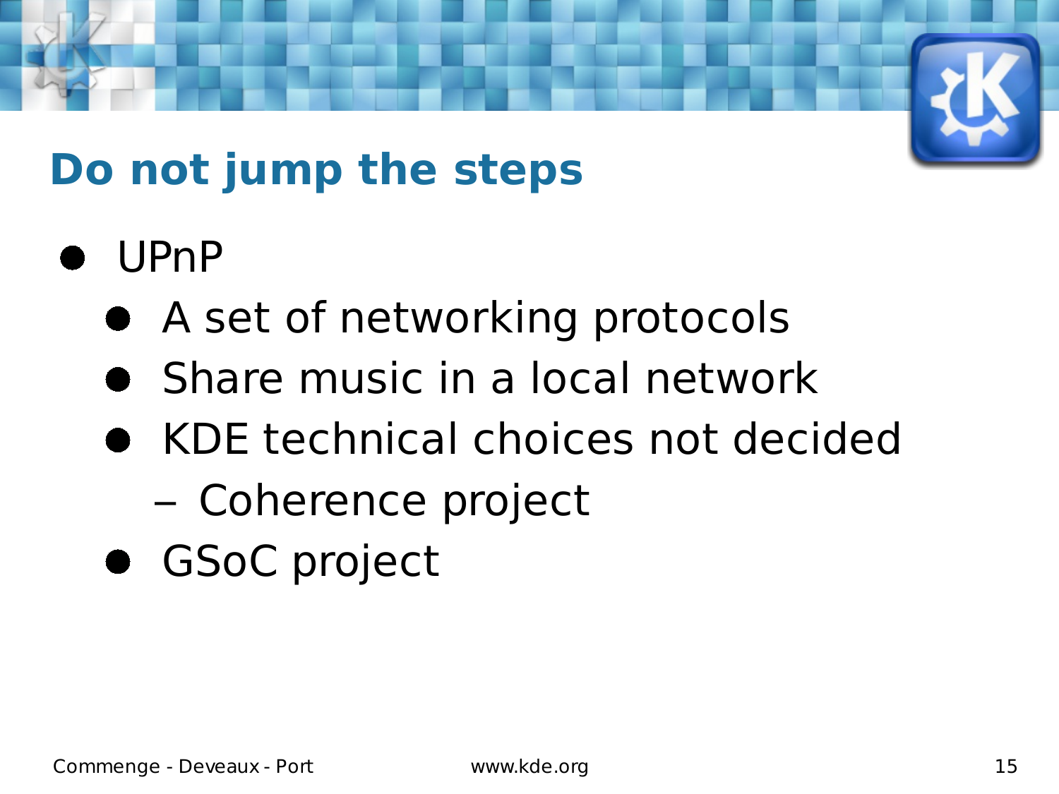# Do not jump the steps

- UPnP
  - A set of networking protocols
  - Share music in a local network
  - KDE technical choices not decided
    - Coherence project
  - GSoC project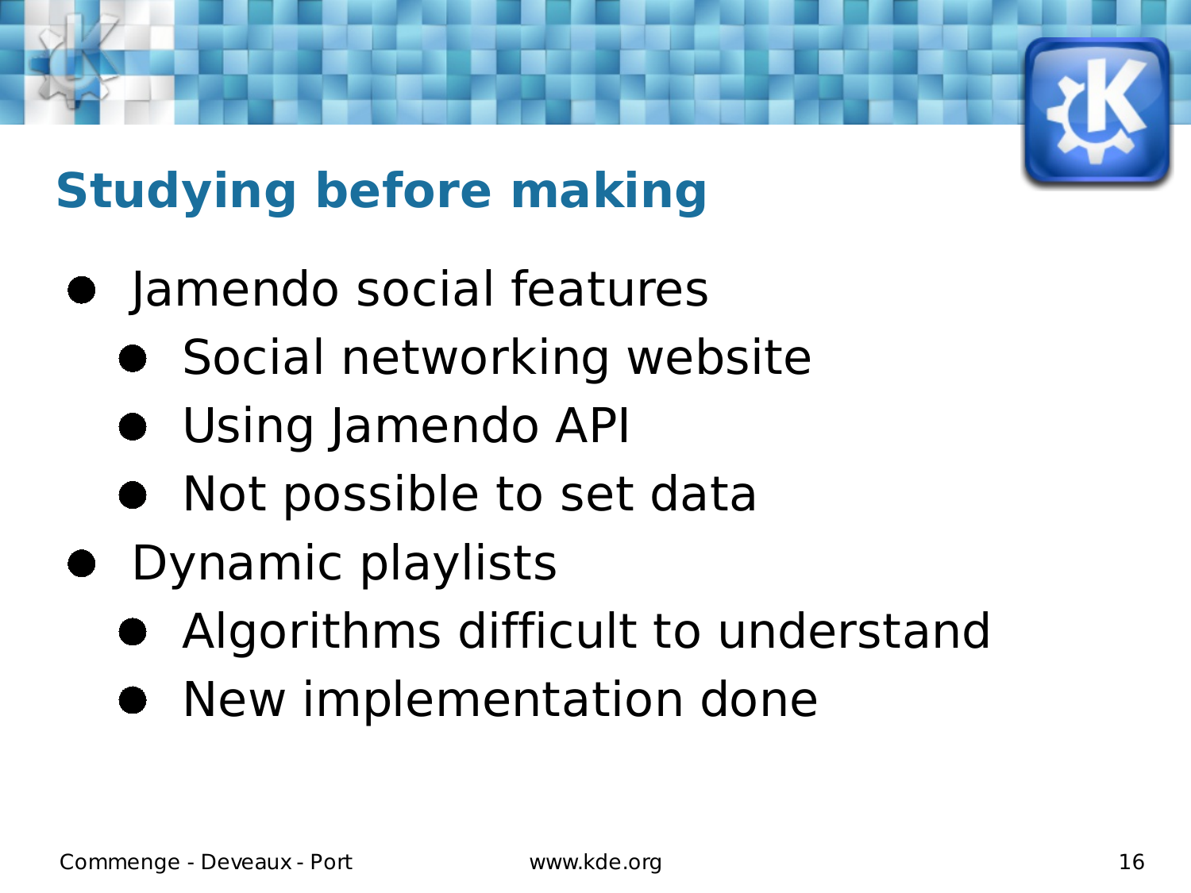# Studying before making

- Jamendo social features
  - Social networking website
  - Using Jamendo API
  - Not possible to set data
- Dynamic playlists
  - Algorithms difficult to understand
  - New implementation done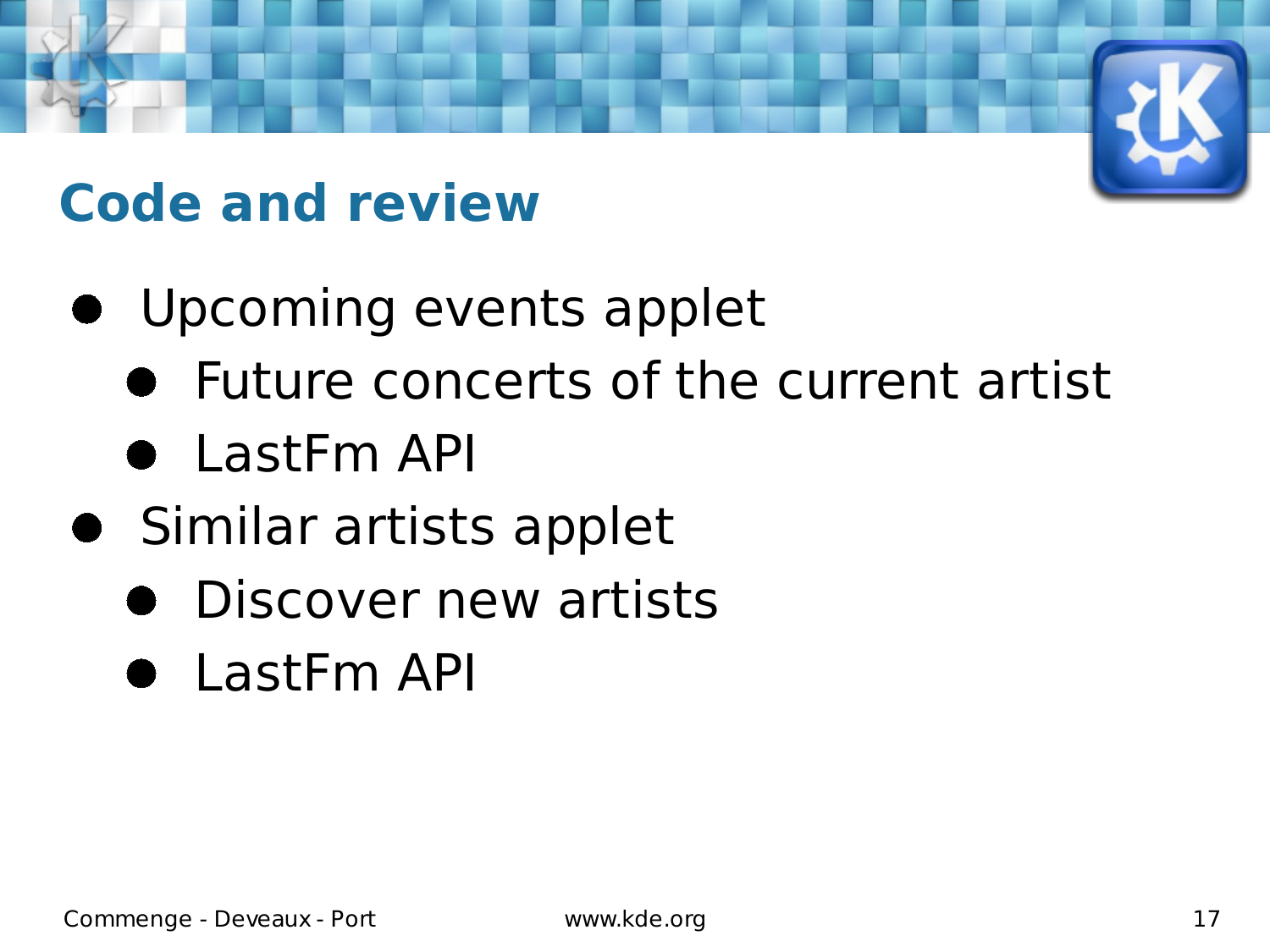## Code and review

- Upcoming events applet
  - Future concerts of the current artist
  - LastFm API
- Similar artists applet
  - Discover new artists
  - LastFm API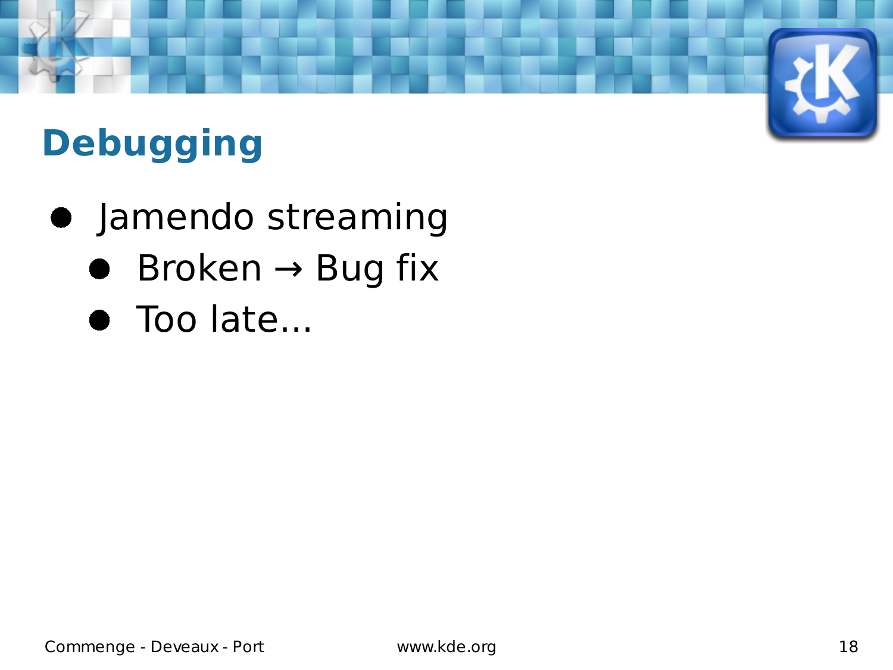## Debugging

- Jamendo streaming
  - Broken → Bug fix
  - Too late...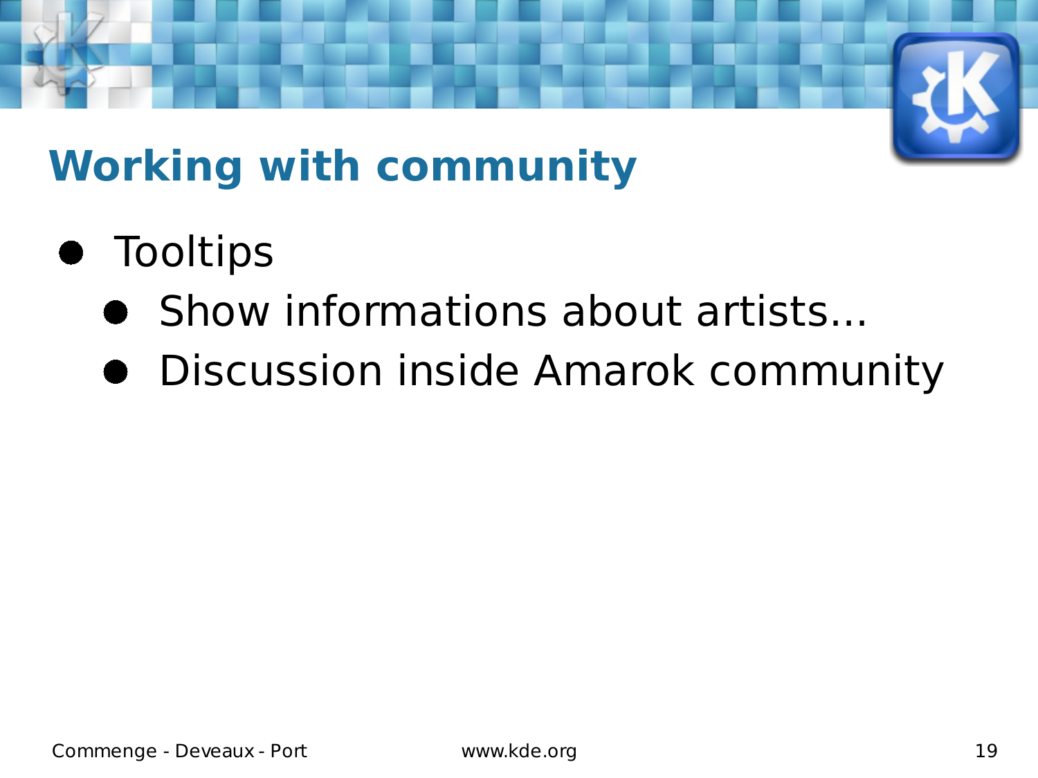# Working with community

- Tooltips
  - Show informations about artists...
  - Discussion inside Amarok community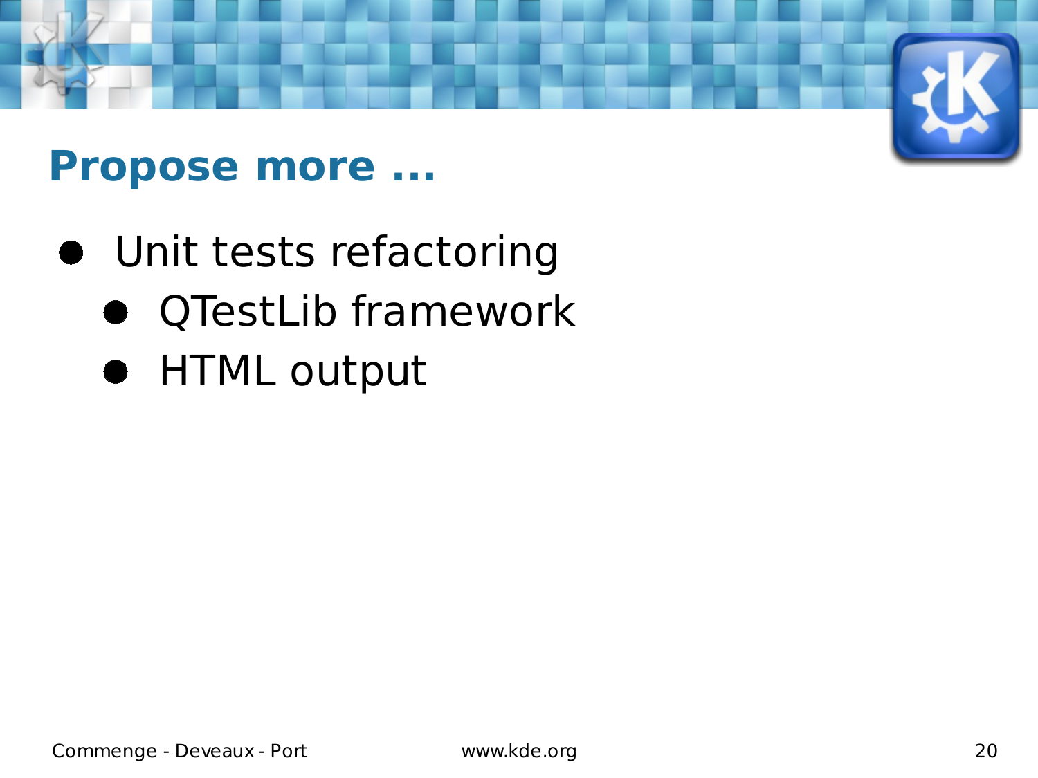## Propose more ...

- Unit tests refactoring
  - QTestLib framework
  - HTML output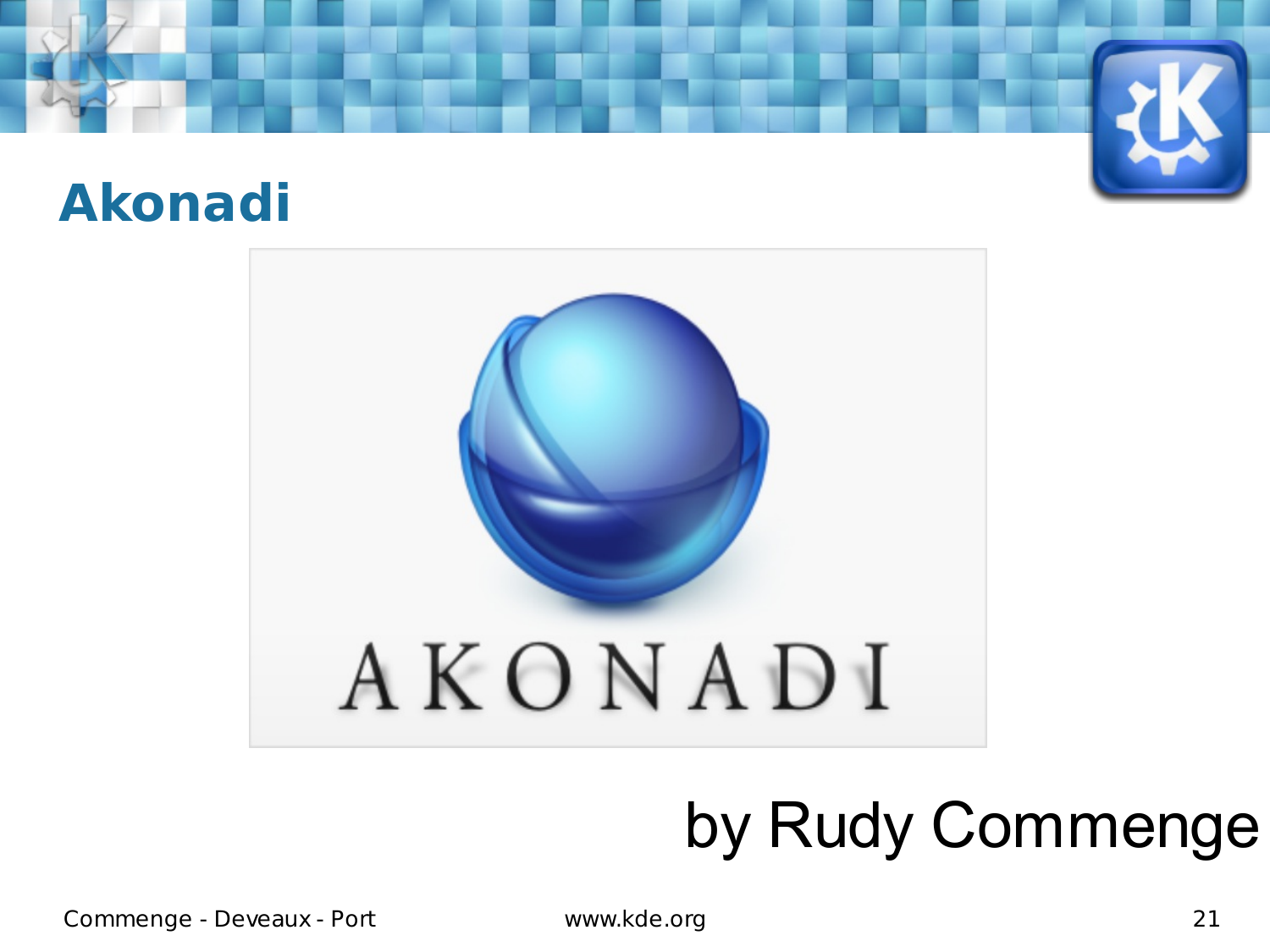## Akonadi

by Rudy Commenge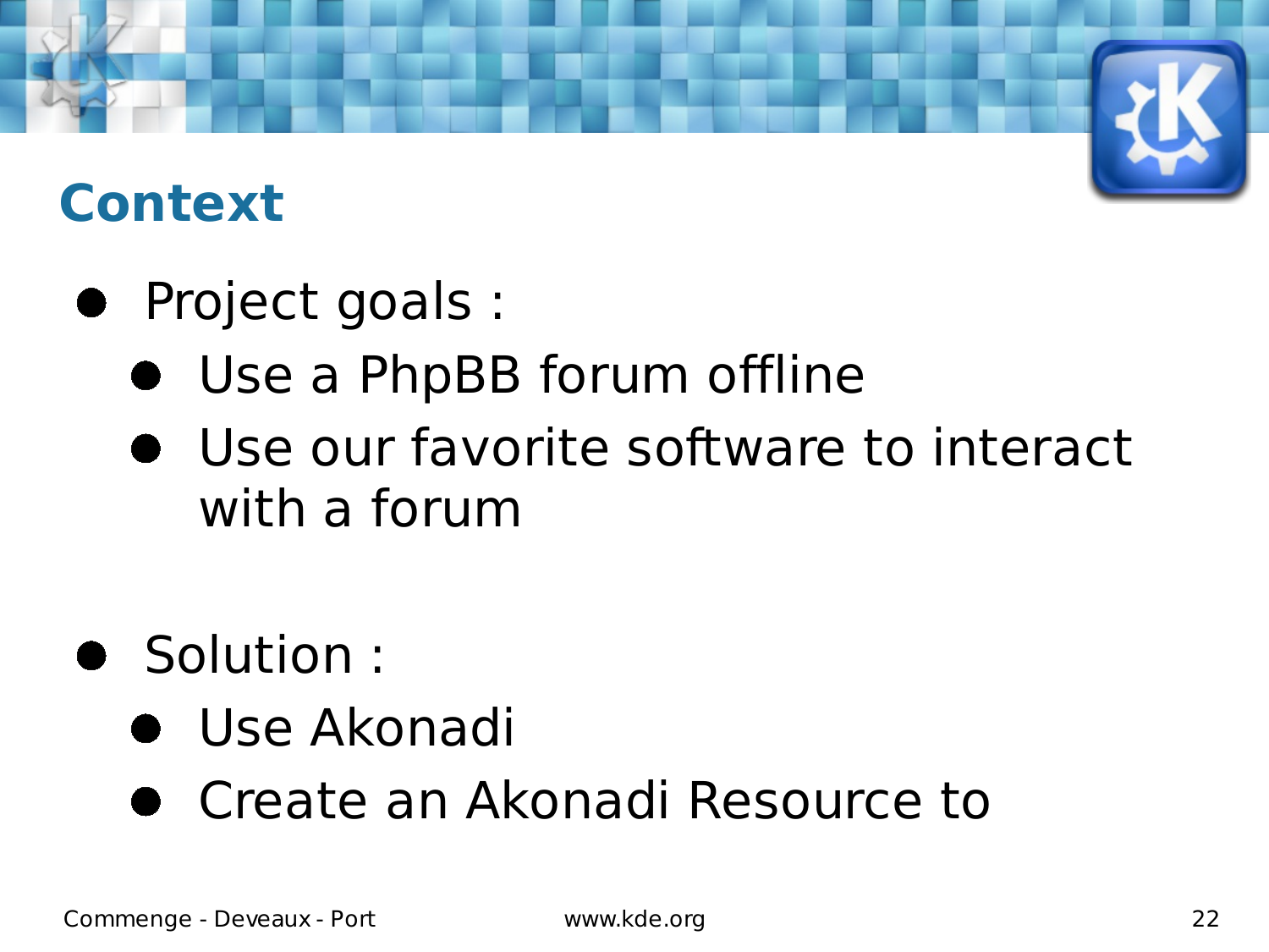## Context

- Project goals :
  - Use a PhpBB forum offline
  - Use our favorite software to interact with a forum

- Solution :
  - Use Akonadi
  - Create an Akonadi Resource to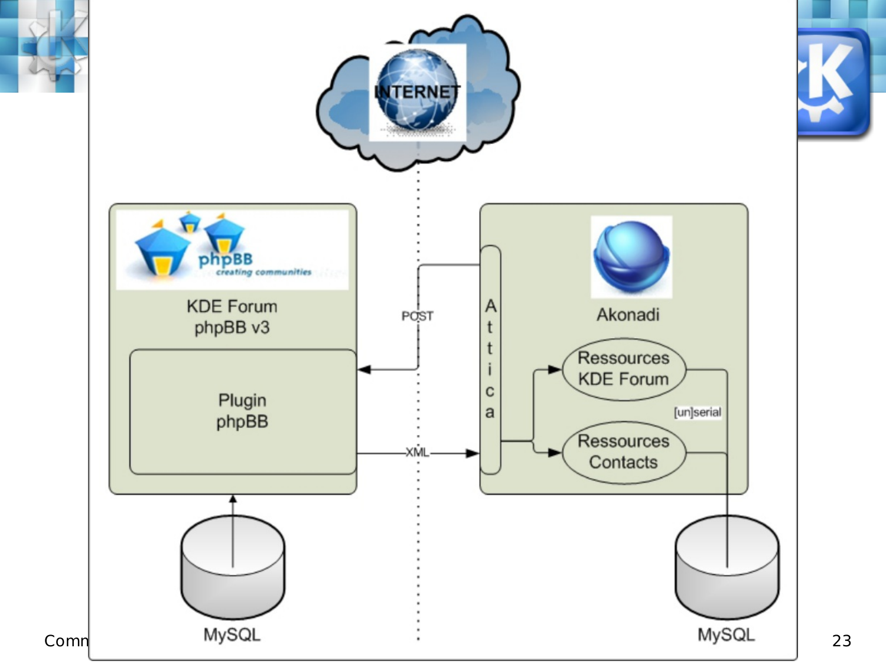INTERNET

KDE Forum
phpBB v3

Plugin
phpBB

MySQL

POST

XML

Attica

Akonadi

Ressources
KDE Forum

[un]serial

Ressources
Contacts

MySQL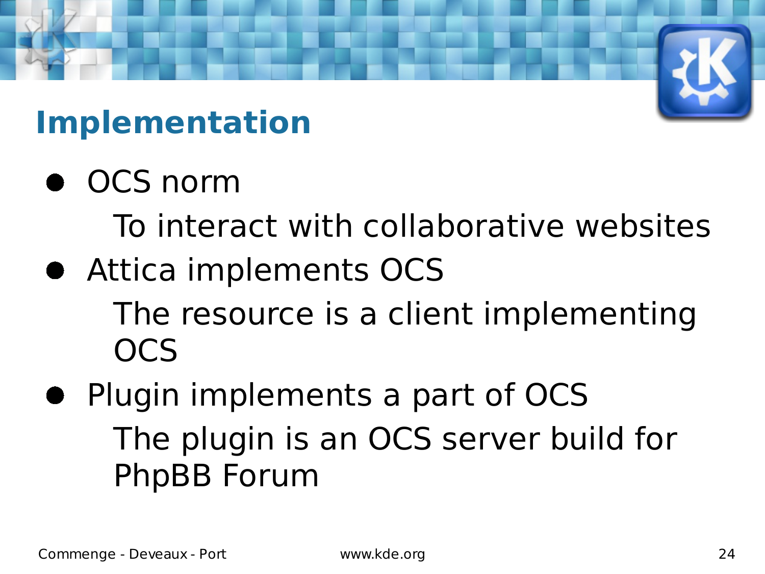# Implementation

- OCS norm

  To interact with collaborative websites

- Attica implements OCS

  The resource is a client implementing OCS

- Plugin implements a part of OCS

  The plugin is an OCS server build for PhpBB Forum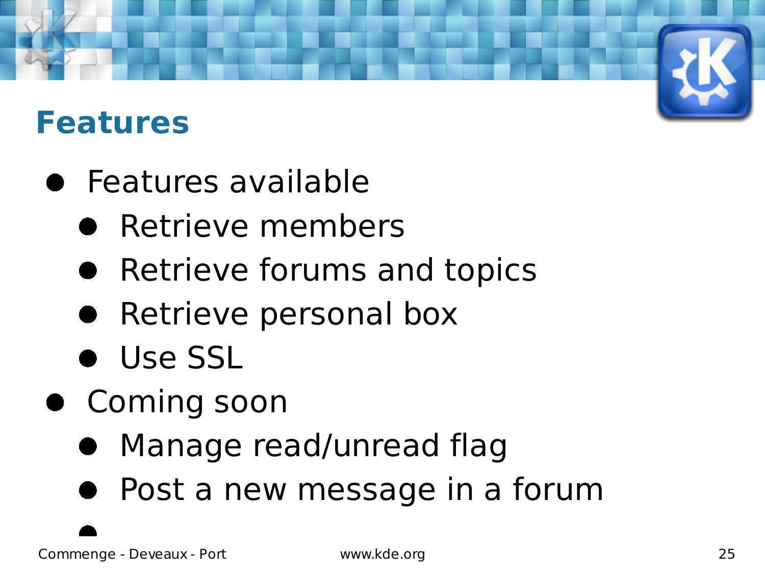## Features

- Features available
  - Retrieve members
  - Retrieve forums and topics
  - Retrieve personal box
  - Use SSL
- Coming soon
  - Manage read/unread flag
  - Post a new message in a forum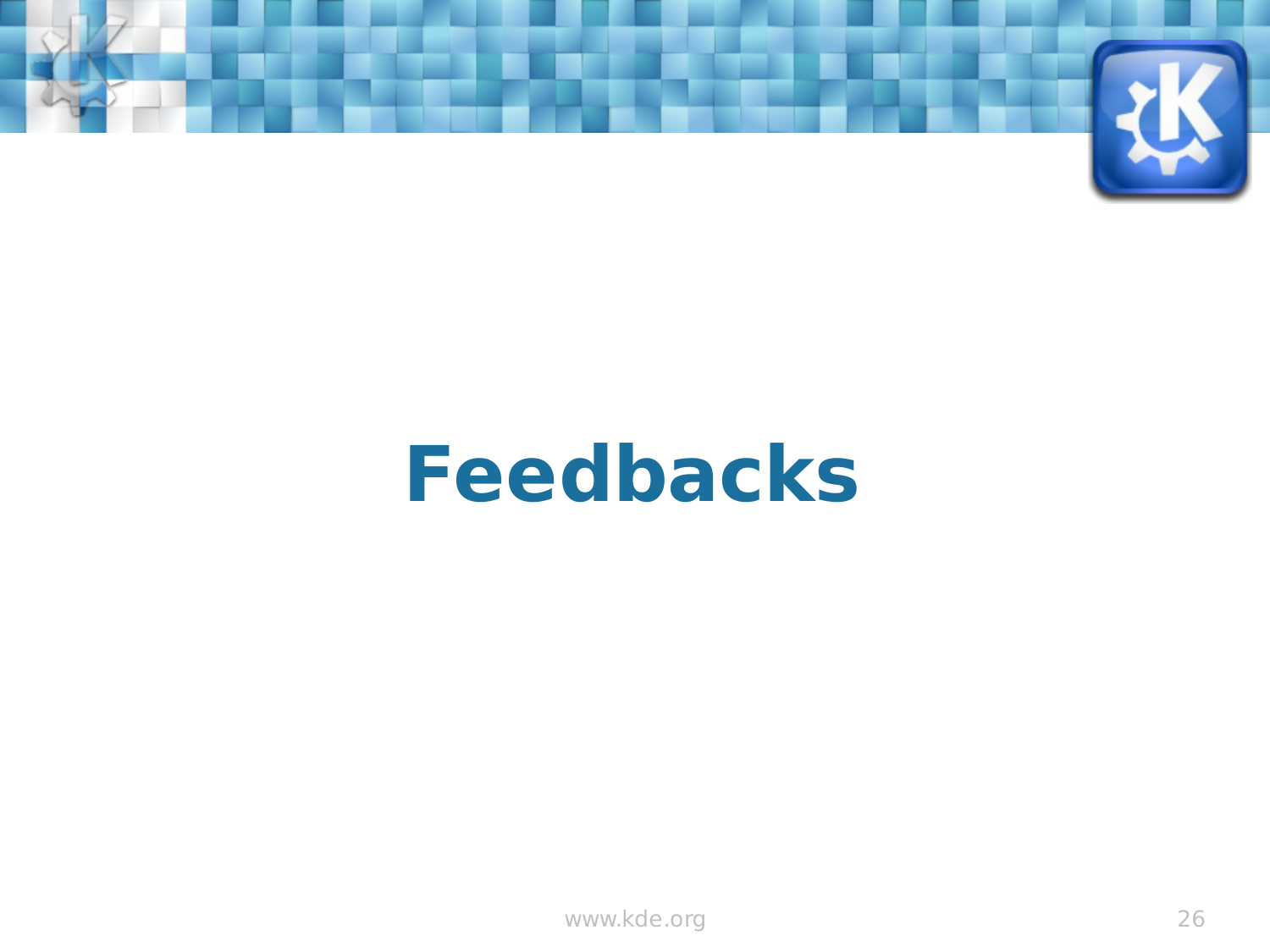# Feedbacks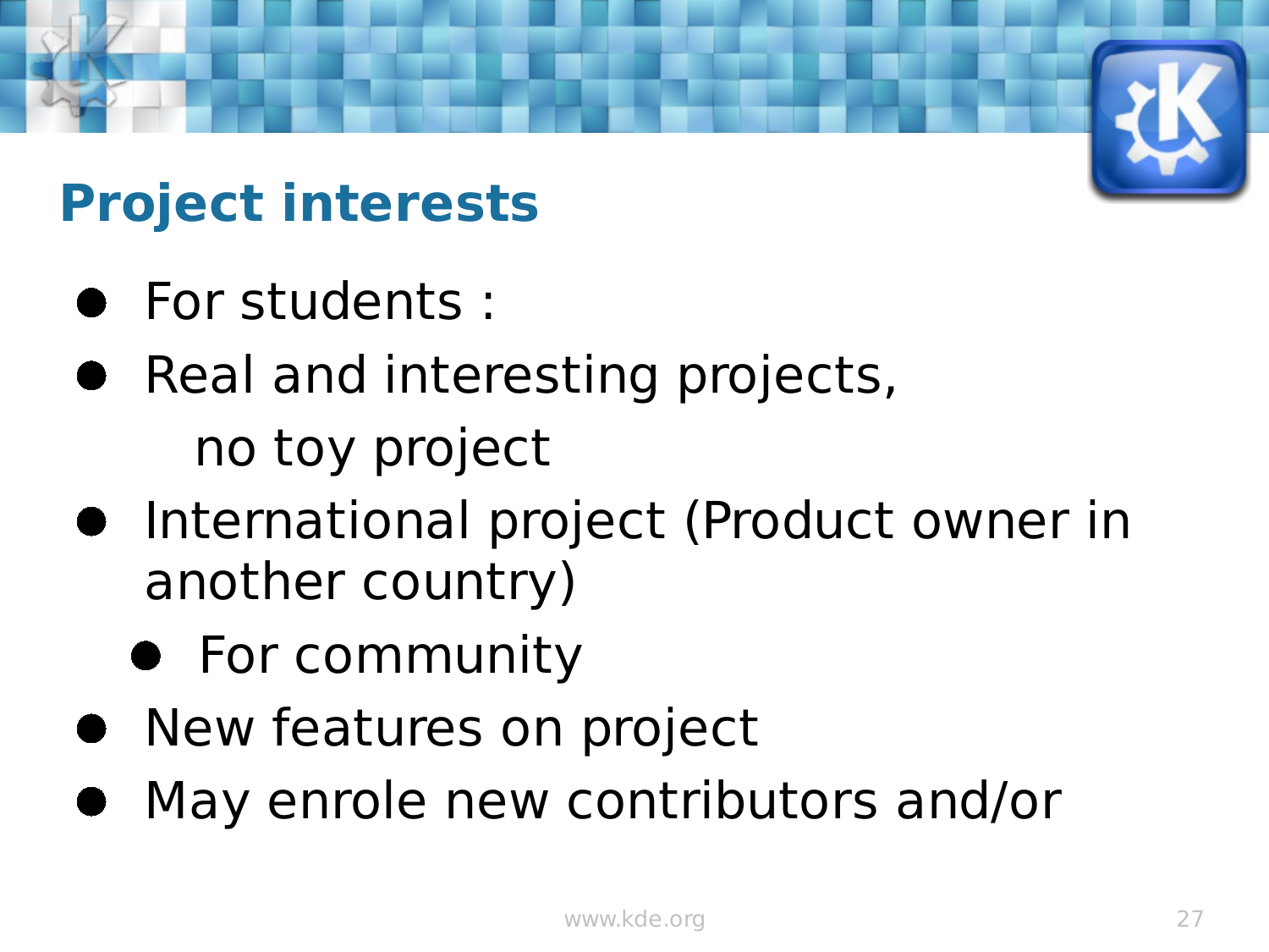## Project interests

- For students :
- Real and interesting projects,
  no toy project
- International project (Product owner in another country)
  - For community
- New features on project
- May enrole new contributors and/or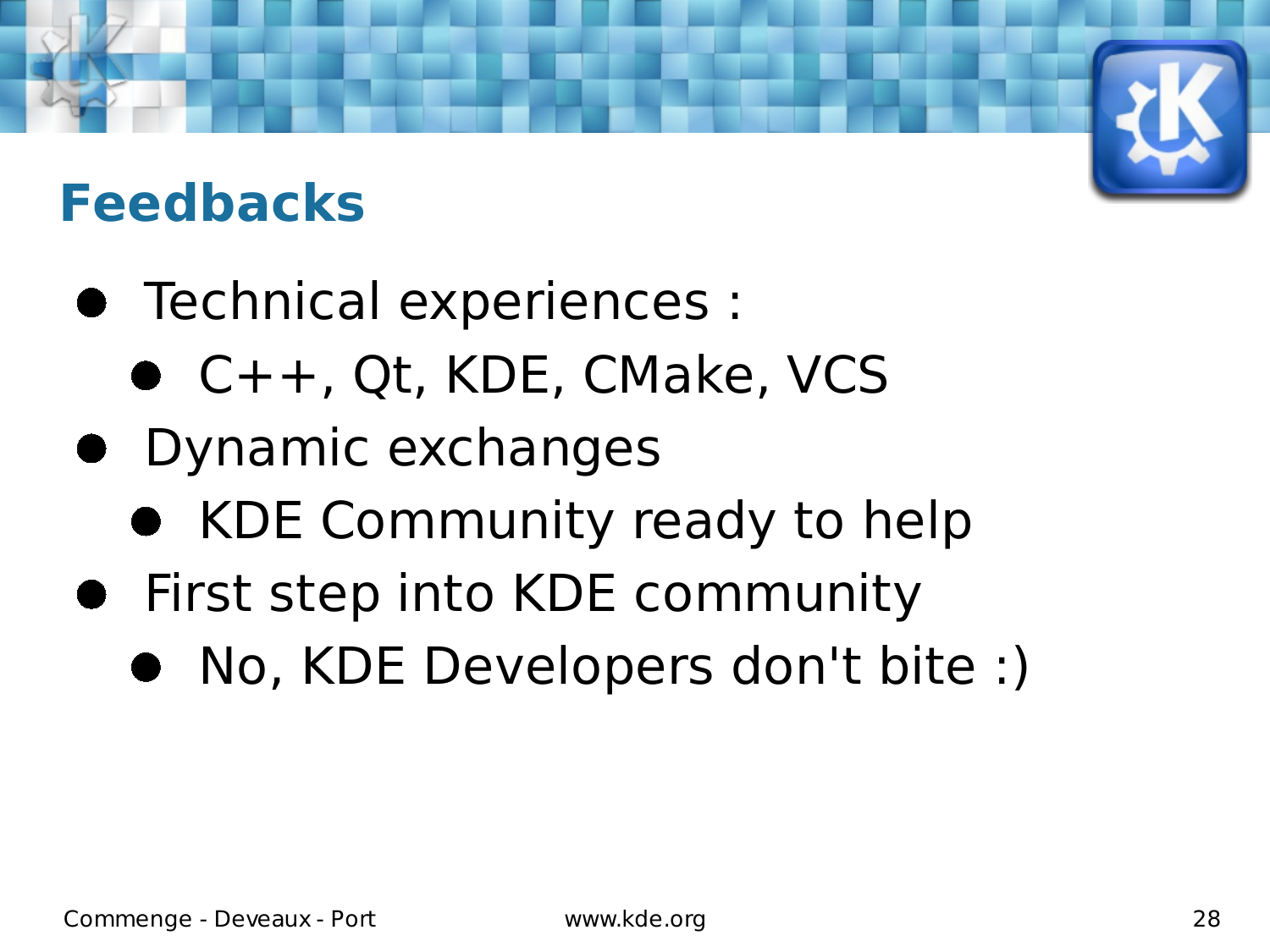# Feedbacks

- Technical experiences :
  - C++, Qt, KDE, CMake, VCS
- Dynamic exchanges
  - KDE Community ready to help
- First step into KDE community
  - No, KDE Developers don't bite :)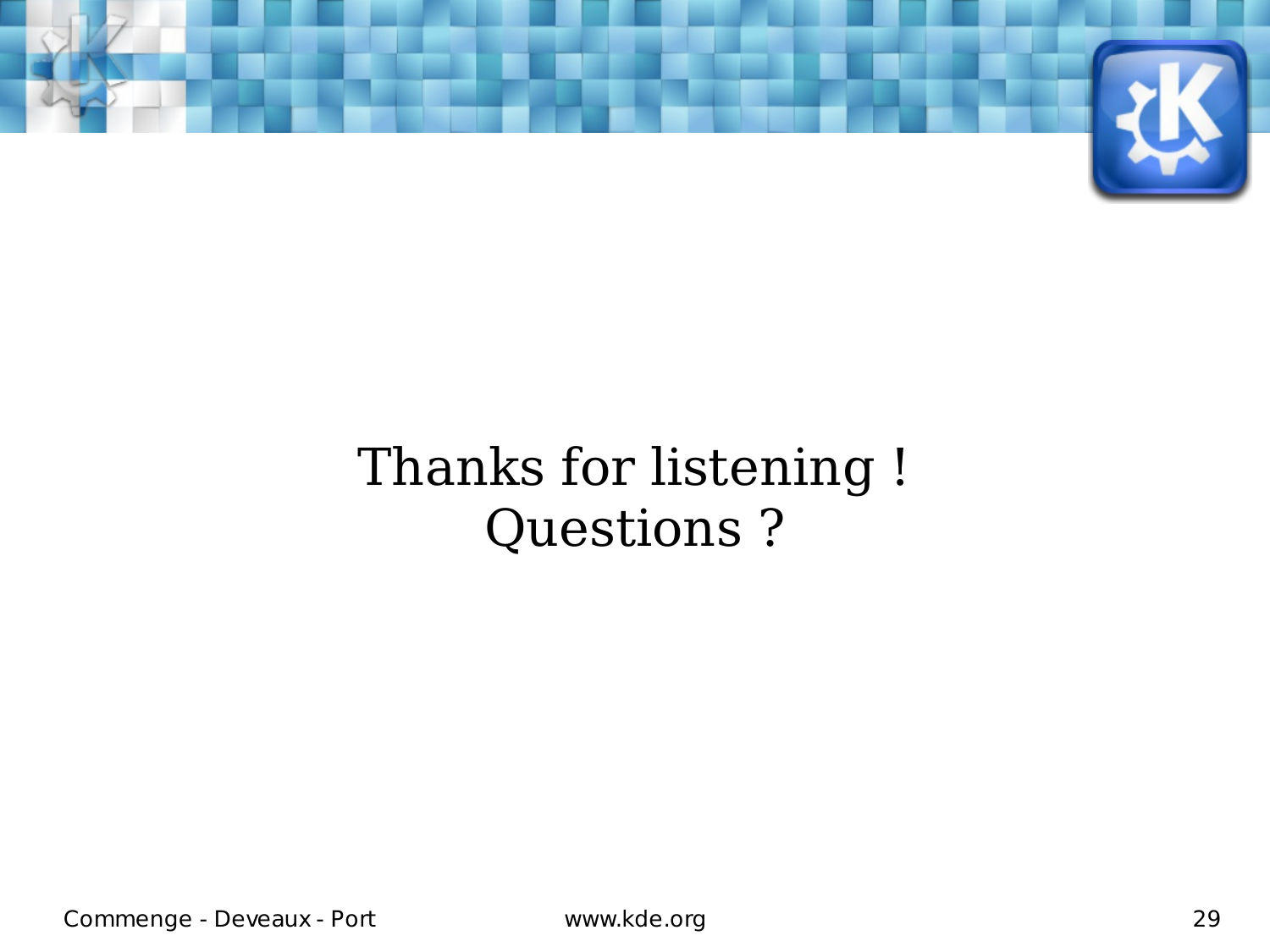Thanks for listening !
Questions ?